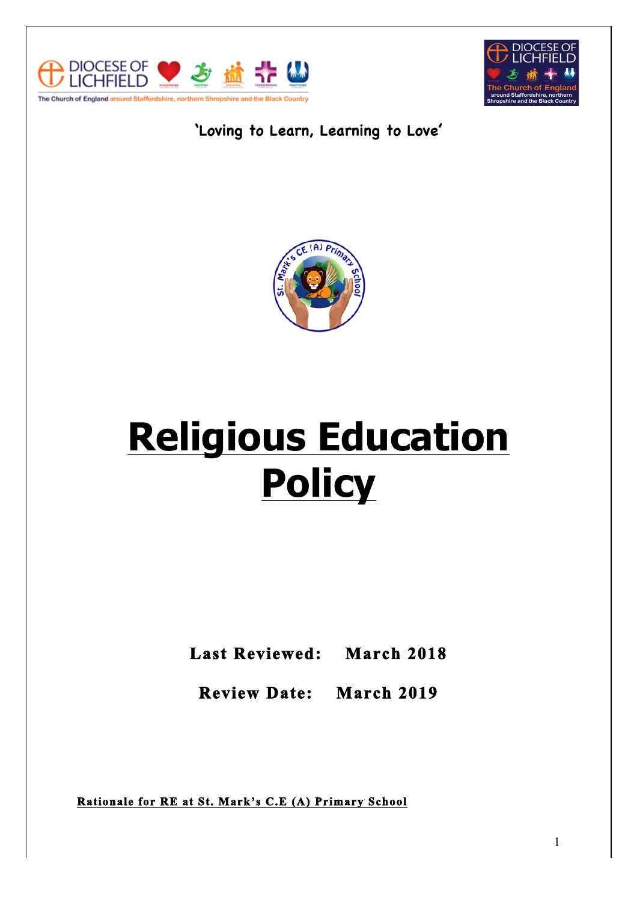'Loving to Learn, Learning to Love'

# Religious Education Policy

**Last Reviewed: March 2018**

**Review Date: March 2019**

**Rationale for RE at St. Mark's C.E (A) Primary School**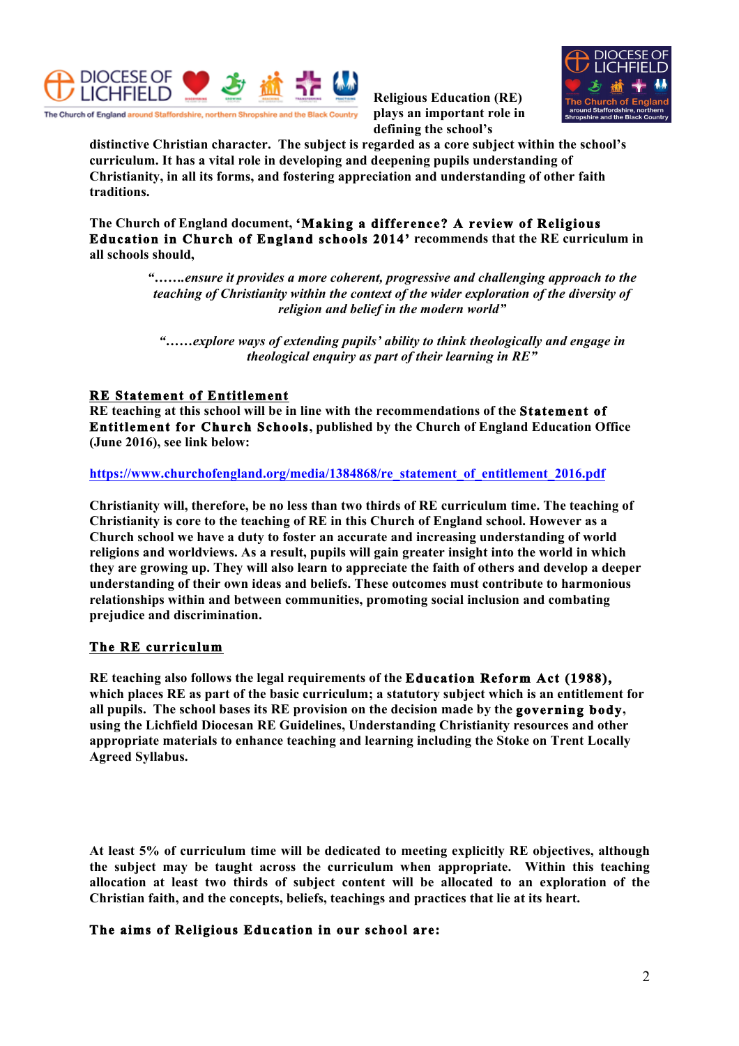**Religious Education (RE) plays an important role in defining the school's distinctive Christian character. The subject is regarded as a core subject within the school's curriculum. It has a vital role in developing and deepening pupils understanding of Christianity, in all its forms, and fostering appreciation and understanding of other faith traditions.**

**The Church of England document, 'Making a difference? A review of Religious Education in Church of England schools 2014' recommends that the RE curriculum in all schools should,**

> ***".......ensure it provides a more coherent, progressive and challenging approach to the teaching of Christianity within the context of the wider exploration of the diversity of religion and belief in the modern world"***

> ***"……explore ways of extending pupils' ability to think theologically and engage in theological enquiry as part of their learning in RE"***

## RE Statement of Entitlement

**RE teaching at this school will be in line with the recommendations of the Statement of Entitlement for Church Schools, published by the Church of England Education Office (June 2016), see link below:**

https://www.churchofengland.org/media/1384868/re_statement_of_entitlement_2016.pdf

**Christianity will, therefore, be no less than two thirds of RE curriculum time. The teaching of Christianity is core to the teaching of RE in this Church of England school. However as a Church school we have a duty to foster an accurate and increasing understanding of world religions and worldviews. As a result, pupils will gain greater insight into the world in which they are growing up. They will also learn to appreciate the faith of others and develop a deeper understanding of their own ideas and beliefs. These outcomes must contribute to harmonious relationships within and between communities, promoting social inclusion and combating prejudice and discrimination.**

## The RE curriculum

**RE teaching also follows the legal requirements of the Education Reform Act (1988), which places RE as part of the basic curriculum; a statutory subject which is an entitlement for all pupils. The school bases its RE provision on the decision made by the governing body, using the Lichfield Diocesan RE Guidelines, Understanding Christianity resources and other appropriate materials to enhance teaching and learning including the Stoke on Trent Locally Agreed Syllabus.**

**At least 5% of curriculum time will be dedicated to meeting explicitly RE objectives, although the subject may be taught across the curriculum when appropriate. Within this teaching allocation at least two thirds of subject content will be allocated to an exploration of the Christian faith, and the concepts, beliefs, teachings and practices that lie at its heart.**

**The aims of Religious Education in our school are:**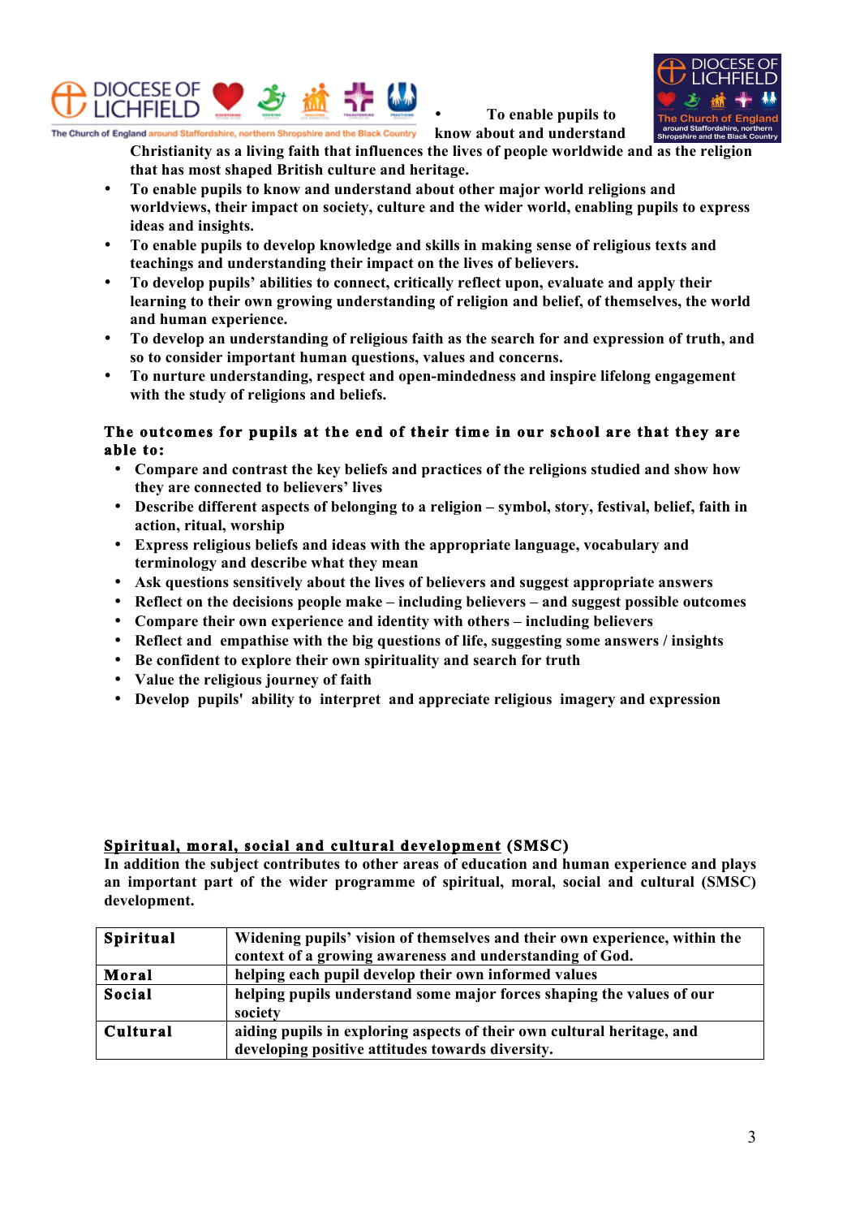- To enable pupils to know about and understand Christianity as a living faith that influences the lives of people worldwide and as the religion that has most shaped British culture and heritage.
- To enable pupils to know and understand about other major world religions and worldviews, their impact on society, culture and the wider world, enabling pupils to express ideas and insights.
- To enable pupils to develop knowledge and skills in making sense of religious texts and teachings and understanding their impact on the lives of believers.
- To develop pupils' abilities to connect, critically reflect upon, evaluate and apply their learning to their own growing understanding of religion and belief, of themselves, the world and human experience.
- To develop an understanding of religious faith as the search for and expression of truth, and so to consider important human questions, values and concerns.
- To nurture understanding, respect and open-mindedness and inspire lifelong engagement with the study of religions and beliefs.

**The outcomes for pupils at the end of their time in our school are that they are able to:**

- Compare and contrast the key beliefs and practices of the religions studied and show how they are connected to believers' lives
- Describe different aspects of belonging to a religion – symbol, story, festival, belief, faith in action, ritual, worship
- Express religious beliefs and ideas with the appropriate language, vocabulary and terminology and describe what they mean
- Ask questions sensitively about the lives of believers and suggest appropriate answers
- Reflect on the decisions people make – including believers – and suggest possible outcomes
- Compare their own experience and identity with others – including believers
- Reflect and empathise with the big questions of life, suggesting some answers / insights
- Be confident to explore their own spirituality and search for truth
- Value the religious journey of faith
- Develop pupils' ability to interpret and appreciate religious imagery and expression

**Spiritual, moral, social and cultural development (SMSC)**

**In addition the subject contributes to other areas of education and human experience and plays an important part of the wider programme of spiritual, moral, social and cultural (SMSC) development.**

| | |
|---|---|
| **Spiritual** | Widening pupils' vision of themselves and their own experience, within the context of a growing awareness and understanding of God. |
| **Moral** | helping each pupil develop their own informed values |
| **Social** | helping pupils understand some major forces shaping the values of our society |
| **Cultural** | aiding pupils in exploring aspects of their own cultural heritage, and developing positive attitudes towards diversity. |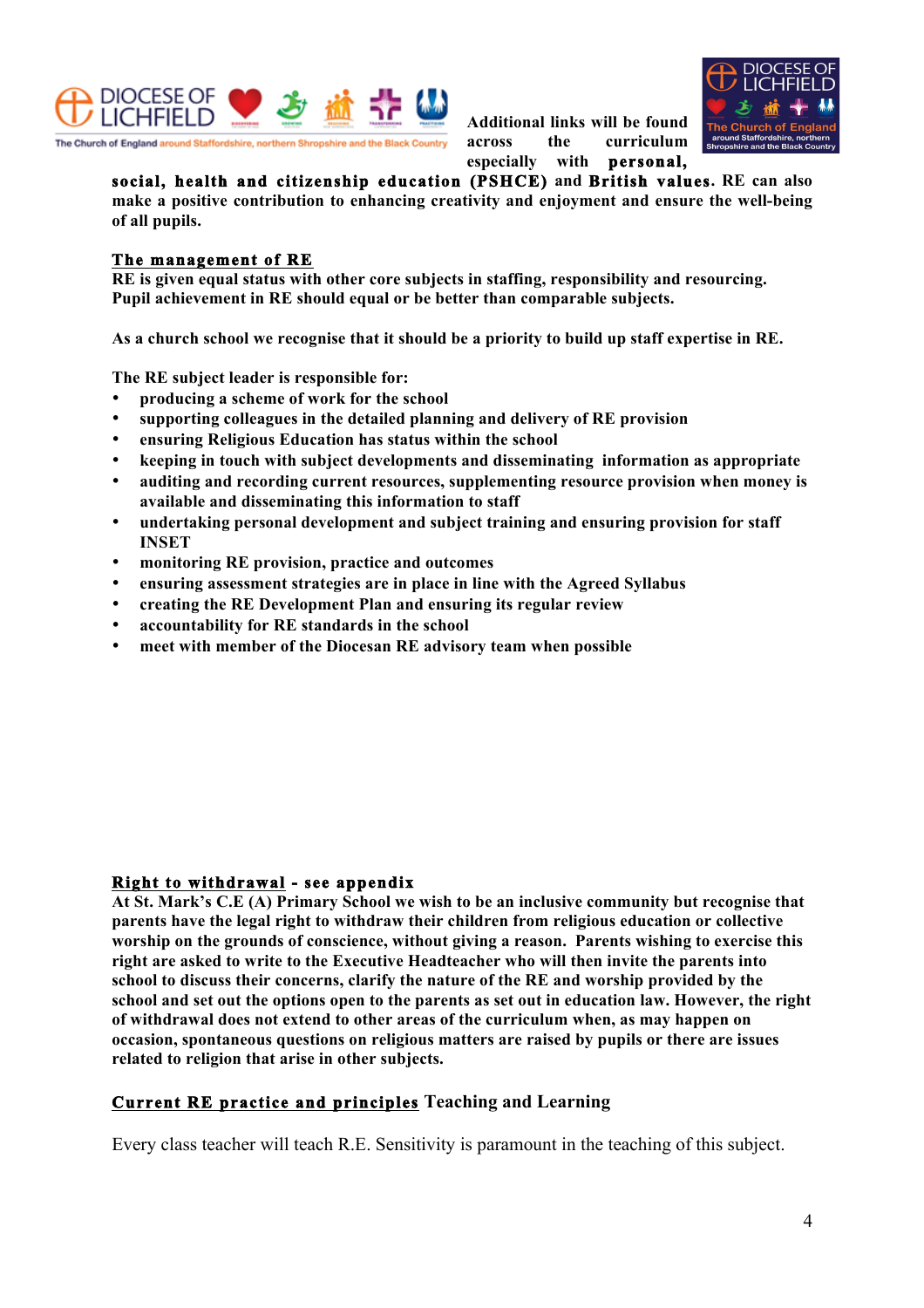Additional links will be found across the curriculum especially with **personal, social, health and citizenship education (PSHCE)** and **British values.** RE can also make a positive contribution to enhancing creativity and enjoyment and ensure the well-being of all pupils.

## The management of RE

**RE is given equal status with other core subjects in staffing, responsibility and resourcing. Pupil achievement in RE should equal or be better than comparable subjects.**

**As a church school we recognise that it should be a priority to build up staff expertise in RE.**

**The RE subject leader is responsible for:**

- **producing a scheme of work for the school**
- **supporting colleagues in the detailed planning and delivery of RE provision**
- **ensuring Religious Education has status within the school**
- **keeping in touch with subject developments and disseminating information as appropriate**
- **auditing and recording current resources, supplementing resource provision when money is available and disseminating this information to staff**
- **undertaking personal development and subject training and ensuring provision for staff INSET**
- **monitoring RE provision, practice and outcomes**
- **ensuring assessment strategies are in place in line with the Agreed Syllabus**
- **creating the RE Development Plan and ensuring its regular review**
- **accountability for RE standards in the school**
- **meet with member of the Diocesan RE advisory team when possible**

## Right to withdrawal - see appendix

**At St. Mark's C.E (A) Primary School we wish to be an inclusive community but recognise that parents have the legal right to withdraw their children from religious education or collective worship on the grounds of conscience, without giving a reason. Parents wishing to exercise this right are asked to write to the Executive Headteacher who will then invite the parents into school to discuss their concerns, clarify the nature of the RE and worship provided by the school and set out the options open to the parents as set out in education law. However, the right of withdrawal does not extend to other areas of the curriculum when, as may happen on occasion, spontaneous questions on religious matters are raised by pupils or there are issues related to religion that arise in other subjects.**

## Current RE practice and principles Teaching and Learning

Every class teacher will teach R.E. Sensitivity is paramount in the teaching of this subject.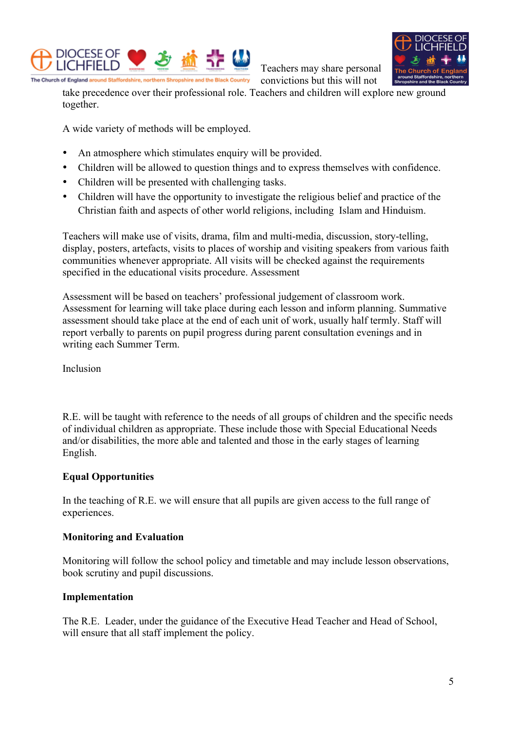Teachers may share personal convictions but this will not take precedence over their professional role. Teachers and children will explore new ground together.

A wide variety of methods will be employed.

- An atmosphere which stimulates enquiry will be provided.
- Children will be allowed to question things and to express themselves with confidence.
- Children will be presented with challenging tasks.
- Children will have the opportunity to investigate the religious belief and practice of the Christian faith and aspects of other world religions, including Islam and Hinduism.

Teachers will make use of visits, drama, film and multi-media, discussion, story-telling, display, posters, artefacts, visits to places of worship and visiting speakers from various faith communities whenever appropriate. All visits will be checked against the requirements specified in the educational visits procedure. Assessment

Assessment will be based on teachers' professional judgement of classroom work. Assessment for learning will take place during each lesson and inform planning. Summative assessment should take place at the end of each unit of work, usually half termly. Staff will report verbally to parents on pupil progress during parent consultation evenings and in writing each Summer Term.

Inclusion

R.E. will be taught with reference to the needs of all groups of children and the specific needs of individual children as appropriate. These include those with Special Educational Needs and/or disabilities, the more able and talented and those in the early stages of learning English.

**Equal Opportunities**

In the teaching of R.E. we will ensure that all pupils are given access to the full range of experiences.

**Monitoring and Evaluation**

Monitoring will follow the school policy and timetable and may include lesson observations, book scrutiny and pupil discussions.

**Implementation**

The R.E. Leader, under the guidance of the Executive Head Teacher and Head of School, will ensure that all staff implement the policy.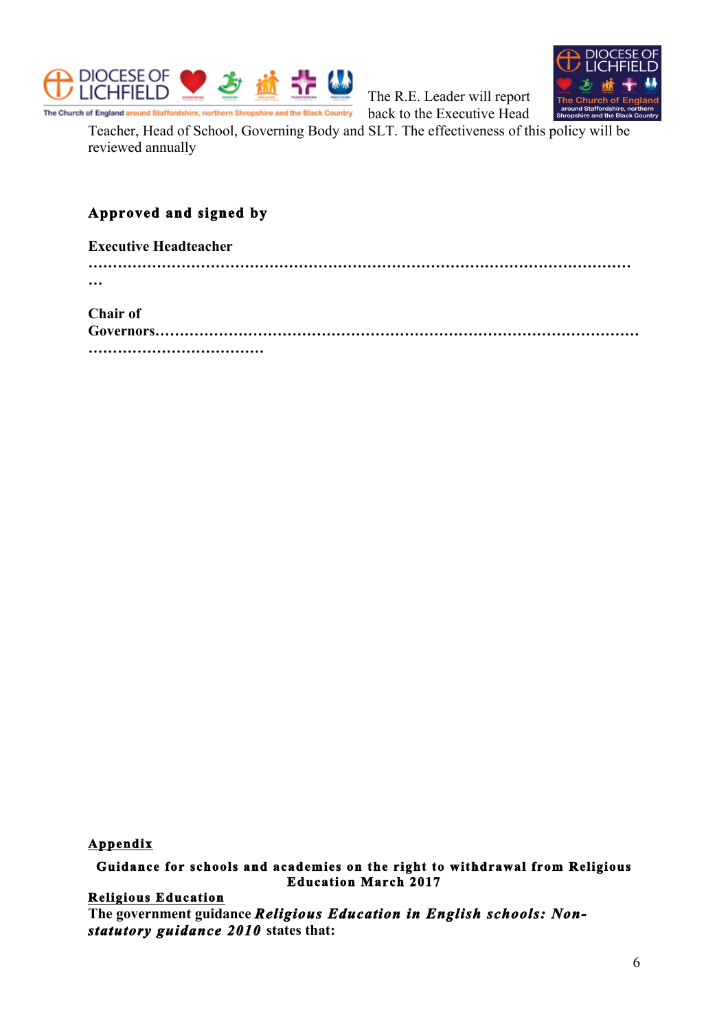The R.E. Leader will report back to the Executive Head Teacher, Head of School, Governing Body and SLT. The effectiveness of this policy will be reviewed annually

**Approved and signed by**

**Executive Headteacher**

**……………………………………………………………………………………………………**

**Chair of Governors…………………………………………………………………………………………**

**………………………………**

**Appendix**

**Guidance for schools and academies on the right to withdrawal from Religious Education March 2017**

**Religious Education**

**The government guidance *Religious Education in English schools: Non-statutory guidance 2010* states that:**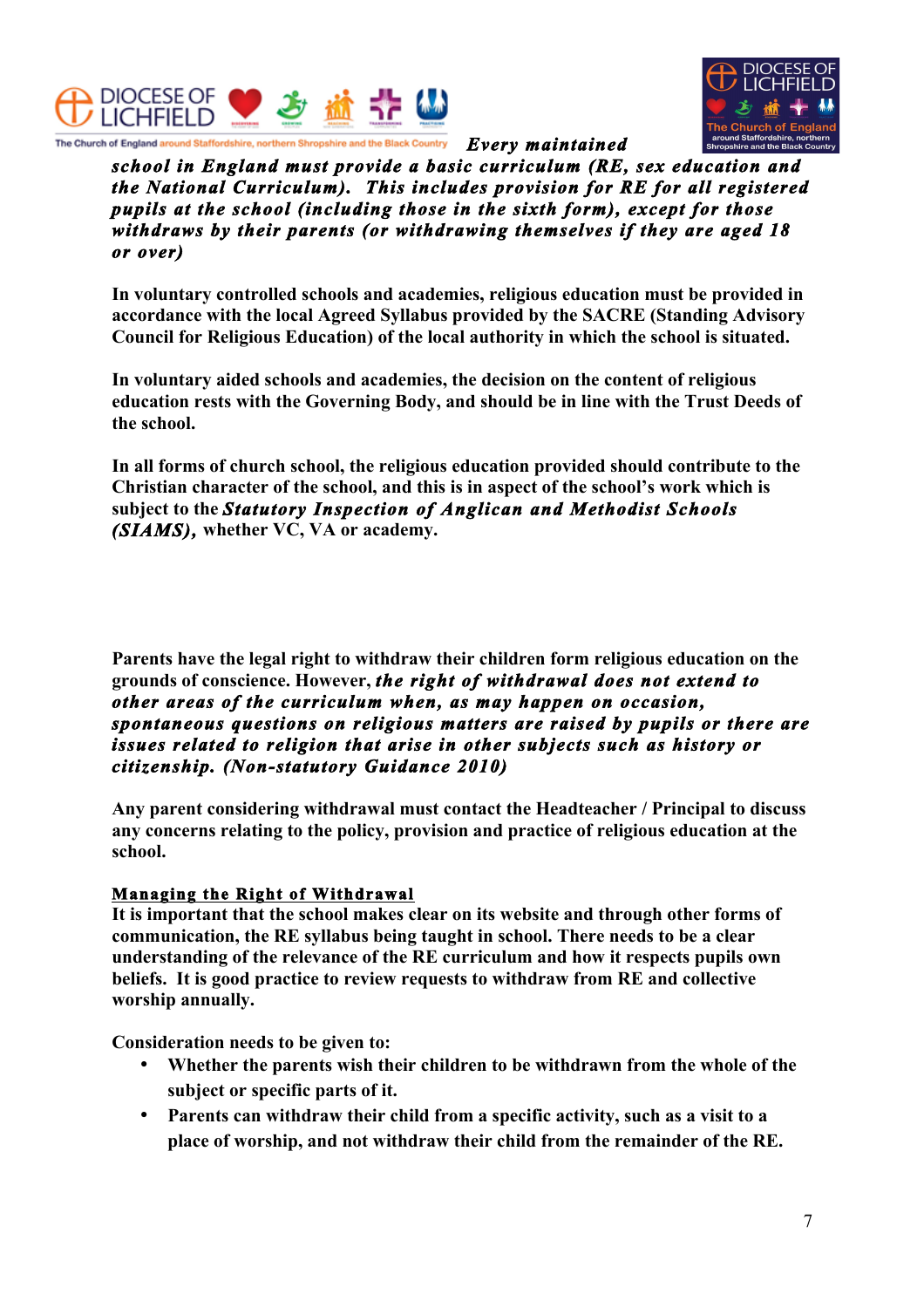***Every maintained school in England must provide a basic curriculum (RE, sex education and the National Curriculum). This includes provision for RE for all registered pupils at the school (including those in the sixth form), except for those withdraws by their parents (or withdrawing themselves if they are aged 18 or over)***

**In voluntary controlled schools and academies, religious education must be provided in accordance with the local Agreed Syllabus provided by the SACRE (Standing Advisory Council for Religious Education) of the local authority in which the school is situated.**

**In voluntary aided schools and academies, the decision on the content of religious education rests with the Governing Body, and should be in line with the Trust Deeds of the school.**

**In all forms of church school, the religious education provided should contribute to the Christian character of the school, and this is in aspect of the school's work which is subject to the *Statutory Inspection of Anglican and Methodist Schools (SIAMS),* whether VC, VA or academy.**

**Parents have the legal right to withdraw their children form religious education on the grounds of conscience. However, *the right of withdrawal does not extend to other areas of the curriculum when, as may happen on occasion, spontaneous questions on religious matters are raised by pupils or there are issues related to religion that arise in other subjects such as history or citizenship. (Non-statutory Guidance 2010)***

**Any parent considering withdrawal must contact the Headteacher / Principal to discuss any concerns relating to the policy, provision and practice of religious education at the school.**

**Managing the Right of Withdrawal**

**It is important that the school makes clear on its website and through other forms of communication, the RE syllabus being taught in school. There needs to be a clear understanding of the relevance of the RE curriculum and how it respects pupils own beliefs. It is good practice to review requests to withdraw from RE and collective worship annually.**

**Consideration needs to be given to:**

- **Whether the parents wish their children to be withdrawn from the whole of the subject or specific parts of it.**
- **Parents can withdraw their child from a specific activity, such as a visit to a place of worship, and not withdraw their child from the remainder of the RE.**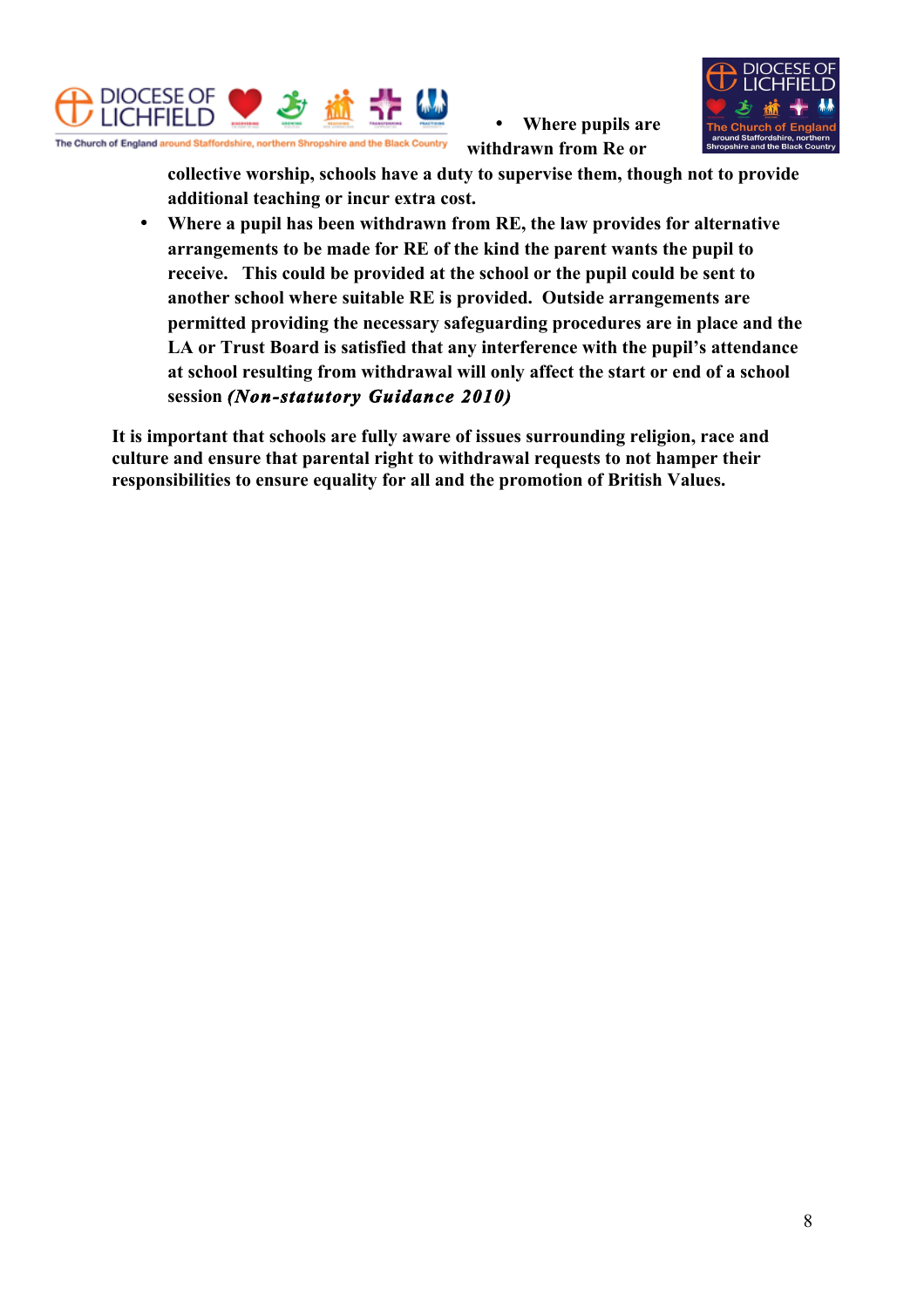- **Where pupils are withdrawn from Re or collective worship, schools have a duty to supervise them, though not to provide additional teaching or incur extra cost.**
- **Where a pupil has been withdrawn from RE, the law provides for alternative arrangements to be made for RE of the kind the parent wants the pupil to receive. This could be provided at the school or the pupil could be sent to another school where suitable RE is provided. Outside arrangements are permitted providing the necessary safeguarding procedures are in place and the LA or Trust Board is satisfied that any interference with the pupil's attendance at school resulting from withdrawal will only affect the start or end of a school session *(Non-statutory Guidance 2010)***

**It is important that schools are fully aware of issues surrounding religion, race and culture and ensure that parental right to withdrawal requests to not hamper their responsibilities to ensure equality for all and the promotion of British Values.**